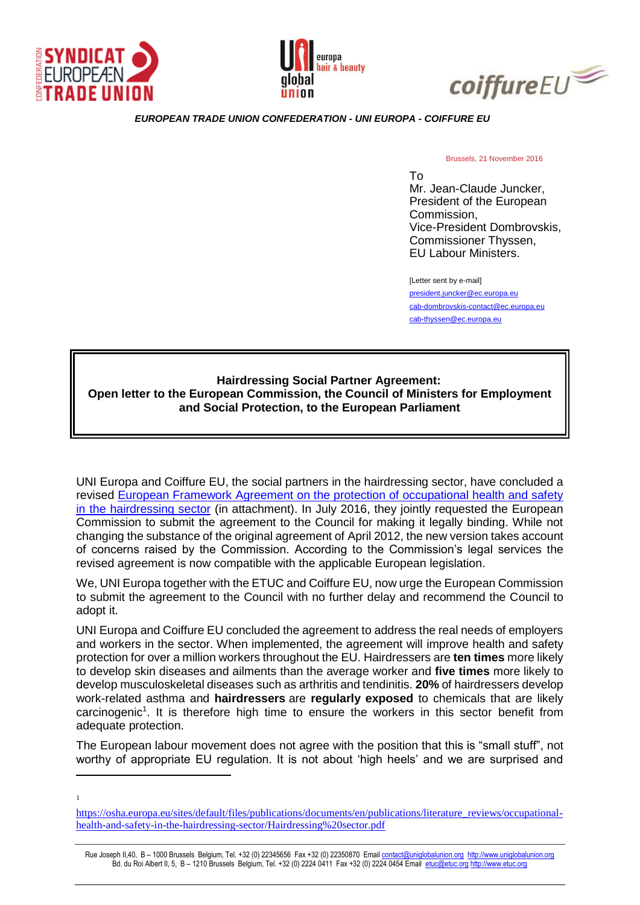*EUROPEAN TRADE UNION CONFEDERATION - UNI EUROPA - COIFFURE EU*

Brussels, 21 November 2016

To
Mr. Jean-Claude Juncker,
President of the European Commission,
Vice-President Dombrovskis,
Commissioner Thyssen,
EU Labour Ministers.

[Letter sent by e-mail]
president.juncker@ec.europa.eu
cab-dombrovskis-contact@ec.europa.eu
cab-thyssen@ec.europa.eu

**Hairdressing Social Partner Agreement:**
**Open letter to the European Commission, the Council of Ministers for Employment and Social Protection, to the European Parliament**

UNI Europa and Coiffure EU, the social partners in the hairdressing sector, have concluded a revised European Framework Agreement on the protection of occupational health and safety in the hairdressing sector (in attachment). In July 2016, they jointly requested the European Commission to submit the agreement to the Council for making it legally binding. While not changing the substance of the original agreement of April 2012, the new version takes account of concerns raised by the Commission. According to the Commission's legal services the revised agreement is now compatible with the applicable European legislation.

We, UNI Europa together with the ETUC and Coiffure EU, now urge the European Commission to submit the agreement to the Council with no further delay and recommend the Council to adopt it.

UNI Europa and Coiffure EU concluded the agreement to address the real needs of employers and workers in the sector. When implemented, the agreement will improve health and safety protection for over a million workers throughout the EU. Hairdressers are **ten times** more likely to develop skin diseases and ailments than the average worker and **five times** more likely to develop musculoskeletal diseases such as arthritis and tendinitis. **20%** of hairdressers develop work-related asthma and **hairdressers** are **regularly exposed** to chemicals that are likely carcinogenic[1]. It is therefore high time to ensure the workers in this sector benefit from adequate protection.

The European labour movement does not agree with the position that this is "small stuff", not worthy of appropriate EU regulation. It is not about 'high heels' and we are surprised and

---

[1] https://osha.europa.eu/sites/default/files/publications/documents/en/publications/literature_reviews/occupational-health-and-safety-in-the-hairdressing-sector/Hairdressing%20sector.pdf

Rue Joseph II,40, B – 1000 Brussels Belgium, Tel. +32 (0) 22345656 Fax +32 (0) 22350870 Email contact@uniglobalunion.org http://www.uniglobalunion.org
Bd. du Roi Albert II, 5, B – 1210 Brussels Belgium, Tel. +32 (0) 2224 0411 Fax +32 (0) 2224 0454 Email etuc@etuc.org http://www.etuc.org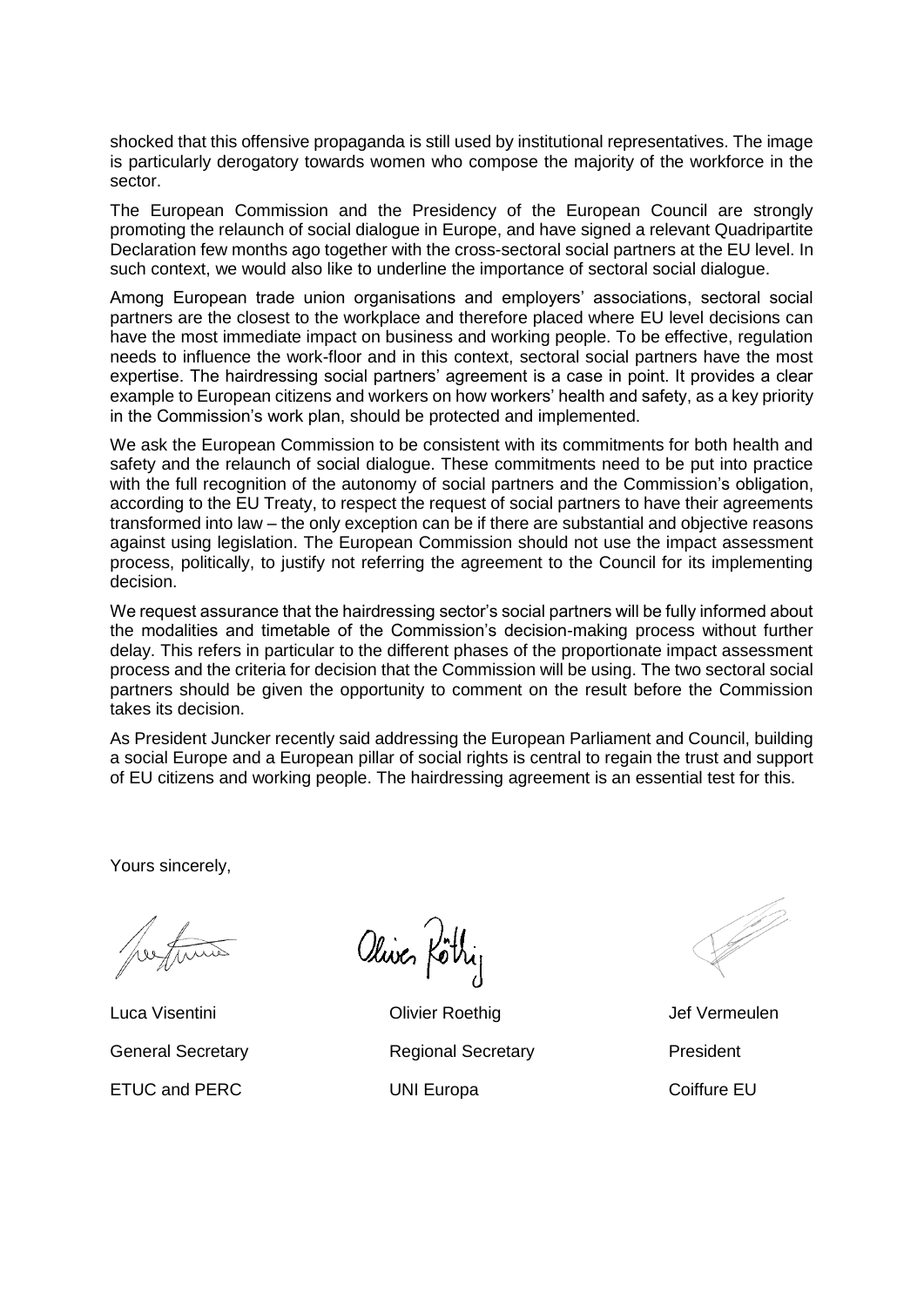shocked that this offensive propaganda is still used by institutional representatives. The image is particularly derogatory towards women who compose the majority of the workforce in the sector.

The European Commission and the Presidency of the European Council are strongly promoting the relaunch of social dialogue in Europe, and have signed a relevant Quadripartite Declaration few months ago together with the cross-sectoral social partners at the EU level. In such context, we would also like to underline the importance of sectoral social dialogue.

Among European trade union organisations and employers' associations, sectoral social partners are the closest to the workplace and therefore placed where EU level decisions can have the most immediate impact on business and working people. To be effective, regulation needs to influence the work-floor and in this context, sectoral social partners have the most expertise. The hairdressing social partners' agreement is a case in point. It provides a clear example to European citizens and workers on how workers' health and safety, as a key priority in the Commission's work plan, should be protected and implemented.

We ask the European Commission to be consistent with its commitments for both health and safety and the relaunch of social dialogue. These commitments need to be put into practice with the full recognition of the autonomy of social partners and the Commission's obligation, according to the EU Treaty, to respect the request of social partners to have their agreements transformed into law – the only exception can be if there are substantial and objective reasons against using legislation. The European Commission should not use the impact assessment process, politically, to justify not referring the agreement to the Council for its implementing decision.

We request assurance that the hairdressing sector's social partners will be fully informed about the modalities and timetable of the Commission's decision-making process without further delay. This refers in particular to the different phases of the proportionate impact assessment process and the criteria for decision that the Commission will be using. The two sectoral social partners should be given the opportunity to comment on the result before the Commission takes its decision.

As President Juncker recently said addressing the European Parliament and Council, building a social Europe and a European pillar of social rights is central to regain the trust and support of EU citizens and working people. The hairdressing agreement is an essential test for this.

Yours sincerely,

| | | |
|---|---|---|
| Luca Visentini | Olivier Roethig | Jef Vermeulen |
| General Secretary | Regional Secretary | President |
| ETUC and PERC | UNI Europa | Coiffure EU |